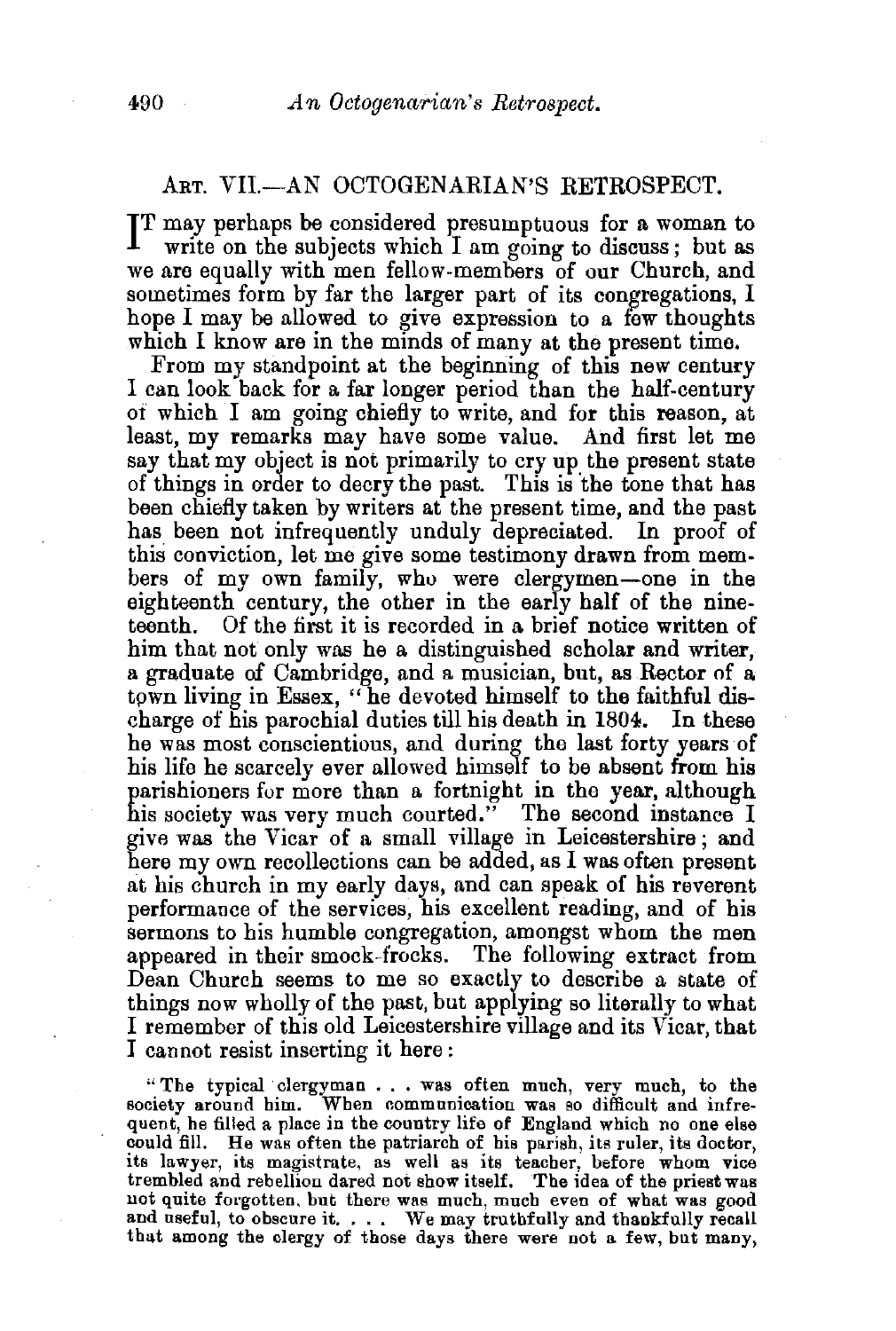## ART. VII.—AN OCTOGENARIAN'S RETROSPECT.

IT may perhaps be considered presumptuous for a woman to write on the subjects which I am going to discuss; but as we are equally with men fellow-members of our Church, and sometimes form by far the larger part of its congregations, I hope I may be allowed to give expression to a few thoughts which I know are in the minds of many at the present time.

From my standpoint at the beginning of this new century I can look back for a far longer period than the half-century of which I am going chiefly to write, and for this reason, at least, my remarks may have some value. And first let me say that my object is not primarily to cry up the present state of things in order to decry the past. This is the tone that has been chiefly taken by writers at the present time, and the past has been not infrequently unduly depreciated. In proof of this conviction, let me give some testimony drawn from members of my own family, who were clergymen—one in the eighteenth century, the other in the early half of the nineteenth. Of the first it is recorded in a brief notice written of him that not only was he a distinguished scholar and writer, a graduate of Cambridge, and a musician, but, as Rector of a town living in Essex, "he devoted himself to the faithful discharge of his parochial duties till his death in 1804. In these he was most conscientious, and during the last forty years of his life he scarcely ever allowed himself to be absent from his parishioners for more than a fortnight in the year, although his society was very much courted." The second instance I give was the Vicar of a small village in Leicestershire; and here my own recollections can be added, as I was often present at his church in my early days, and can speak of his reverent performance of the services, his excellent reading, and of his sermons to his humble congregation, amongst whom the men appeared in their smock-frocks. The following extract from Dean Church seems to me so exactly to describe a state of things now wholly of the past, but applying so literally to what I remember of this old Leicestershire village and its Vicar, that I cannot resist inserting it here:

> "The typical clergyman . . . was often much, very much, to the society around him. When communication was so difficult and infrequent, he filled a place in the country life of England which no one else could fill. He was often the patriarch of his parish, its ruler, its doctor, its lawyer, its magistrate, as well as its teacher, before whom vice trembled and rebellion dared not show itself. The idea of the priest was not quite forgotten, but there was much, much even of what was good and useful, to obscure it. . . . We may truthfully and thankfully recall that among the clergy of those days there were not a few, but many,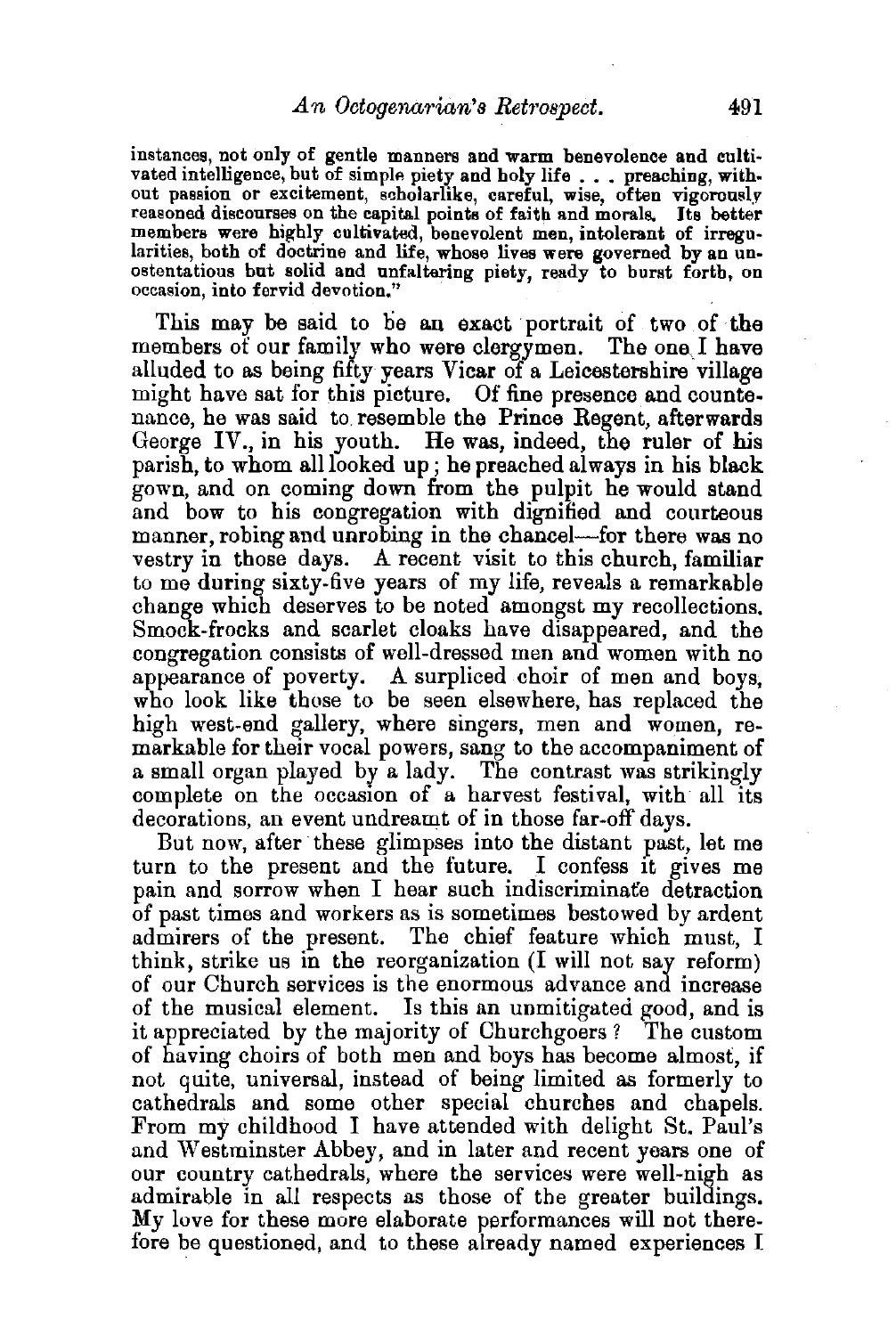instances, not only of gentle manners and warm benevolence and cultivated intelligence, but of simple piety and holy life . . . preaching, without passion or excitement, scholarlike, careful, wise, often vigorously reasoned discourses on the capital points of faith and morals. Its better members were highly cultivated, benevolent men, intolerant of irregularities, both of doctrine and life, whose lives were governed by an unostentatious but solid and unfaltering piety, ready to burst forth, on occasion, into fervid devotion."

This may be said to be an exact portrait of two of the members of our family who were clergymen. The one I have alluded to as being fifty years Vicar of a Leicestershire village might have sat for this picture. Of fine presence and countenance, he was said to resemble the Prince Regent, afterwards George IV., in his youth. He was, indeed, the ruler of his parish, to whom all looked up; he preached always in his black gown, and on coming down from the pulpit he would stand and bow to his congregation with dignified and courteous manner, robing and unrobing in the chancel—for there was no vestry in those days. A recent visit to this church, familiar to me during sixty-five years of my life, reveals a remarkable change which deserves to be noted amongst my recollections. Smock-frocks and scarlet cloaks have disappeared, and the congregation consists of well-dressed men and women with no appearance of poverty. A surpliced choir of men and boys, who look like those to be seen elsewhere, has replaced the high west-end gallery, where singers, men and women, remarkable for their vocal powers, sang to the accompaniment of a small organ played by a lady. The contrast was strikingly complete on the occasion of a harvest festival, with all its decorations, an event undreamt of in those far-off days.

But now, after these glimpses into the distant past, let me turn to the present and the future. I confess it gives me pain and sorrow when I hear such indiscriminate detraction of past times and workers as is sometimes bestowed by ardent admirers of the present. The chief feature which must, I think, strike us in the reorganization (I will not say reform) of our Church services is the enormous advance and increase of the musical element. Is this an unmitigated good, and is it appreciated by the majority of Churchgoers? The custom of having choirs of both men and boys has become almost, if not quite, universal, instead of being limited as formerly to cathedrals and some other special churches and chapels. From my childhood I have attended with delight St. Paul's and Westminster Abbey, and in later and recent years one of our country cathedrals, where the services were well-nigh as admirable in all respects as those of the greater buildings. My love for these more elaborate performances will not therefore be questioned, and to these already named experiences I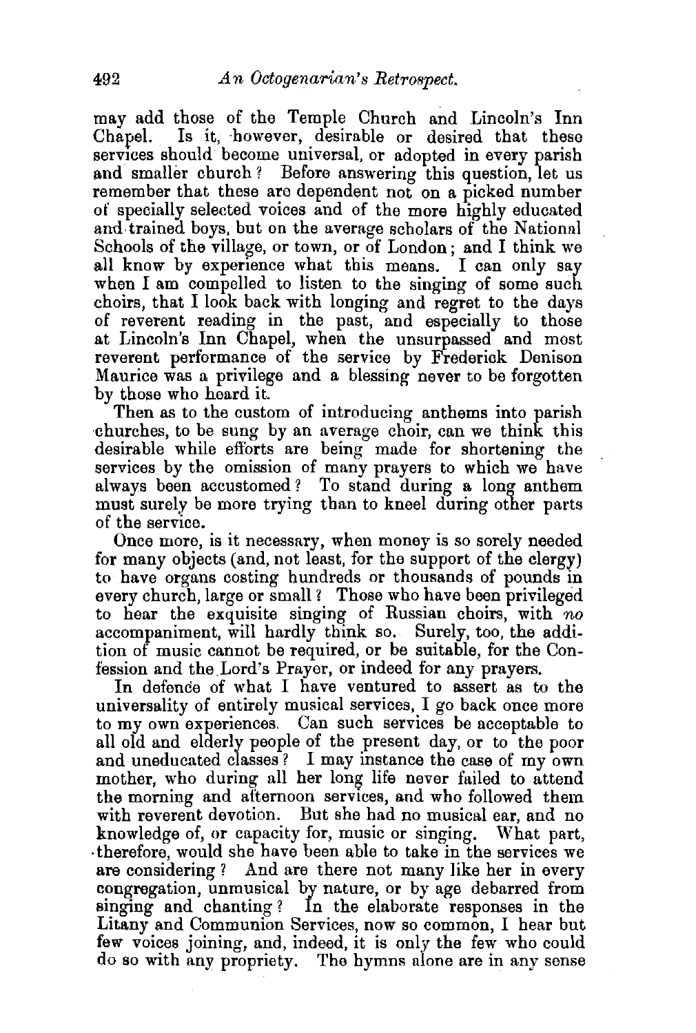may add those of the Temple Church and Lincoln's Inn Chapel. Is it, however, desirable or desired that these services should become universal, or adopted in every parish and smaller church? Before answering this question, let us remember that these are dependent not on a picked number of specially selected voices and of the more highly educated and trained boys, but on the average scholars of the National Schools of the village, or town, or of London; and I think we all know by experience what this means. I can only say when I am compelled to listen to the singing of some such choirs, that I look back with longing and regret to the days of reverent reading in the past, and especially to those at Lincoln's Inn Chapel, when the unsurpassed and most reverent performance of the service by Frederick Denison Maurice was a privilege and a blessing never to be forgotten by those who heard it.

Then as to the custom of introducing anthems into parish churches, to be sung by an average choir, can we think this desirable while efforts are being made for shortening the services by the omission of many prayers to which we have always been accustomed? To stand during a long anthem must surely be more trying than to kneel during other parts of the service.

Once more, is it necessary, when money is so sorely needed for many objects (and, not least, for the support of the clergy) to have organs costing hundreds or thousands of pounds in every church, large or small? Those who have been privileged to hear the exquisite singing of Russian choirs, with *no* accompaniment, will hardly think so. Surely, too, the addition of music cannot be required, or be suitable, for the Confession and the Lord's Prayer, or indeed for any prayers.

In defence of what I have ventured to assert as to the universality of entirely musical services, I go back once more to my own experiences. Can such services be acceptable to all old and elderly people of the present day, or to the poor and uneducated classes? I may instance the case of my own mother, who during all her long life never failed to attend the morning and afternoon services, and who followed them with reverent devotion. But she had no musical ear, and no knowledge of, or capacity for, music or singing. What part, therefore, would she have been able to take in the services we are considering? And are there not many like her in every congregation, unmusical by nature, or by age debarred from singing and chanting? In the elaborate responses in the Litany and Communion Services, now so common, I hear but few voices joining, and, indeed, it is only the few who could do so with any propriety. The hymns alone are in any sense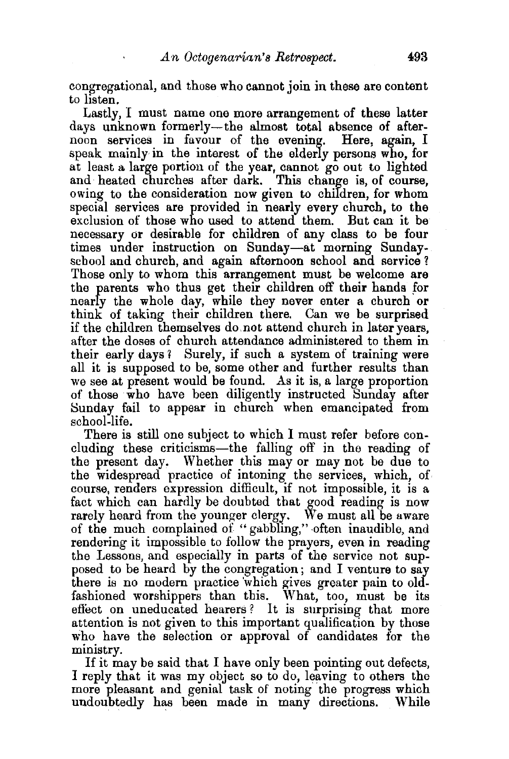congregational, and those who cannot join in these are content to listen.

Lastly, I must name one more arrangement of these latter days unknown formerly—the almost total absence of afternoon services in favour of the evening. Here, again, I speak mainly in the interest of the elderly persons who, for at least a large portion of the year, cannot go out to lighted and heated churches after dark. This change is, of course, owing to the consideration now given to children, for whom special services are provided in nearly every church, to the exclusion of those who used to attend them. But can it be necessary or desirable for children of any class to be four times under instruction on Sunday—at morning Sunday-school and church, and again afternoon school and service? Those only to whom this arrangement must be welcome are the parents who thus get their children off their hands for nearly the whole day, while they never enter a church or think of taking their children there. Can we be surprised if the children themselves do not attend church in later years, after the doses of church attendance administered to them in their early days? Surely, if such a system of training were all it is supposed to be, some other and further results than we see at present would be found. As it is, a large proportion of those who have been diligently instructed Sunday after Sunday fail to appear in church when emancipated from school-life.

There is still one subject to which I must refer before concluding these criticisms—the falling off in the reading of the present day. Whether this may or may not be due to the widespread practice of intoning the services, which, of course, renders expression difficult, if not impossible, it is a fact which can hardly be doubted that good reading is now rarely heard from the younger clergy. We must all be aware of the much complained of "gabbling," often inaudible, and rendering it impossible to follow the prayers, even in reading the Lessons, and especially in parts of the service not supposed to be heard by the congregation; and I venture to say there is no modern practice which gives greater pain to old-fashioned worshippers than this. What, too, must be its effect on uneducated hearers? It is surprising that more attention is not given to this important qualification by those who have the selection or approval of candidates for the ministry.

If it may be said that I have only been pointing out defects, I reply that it was my object so to do, leaving to others the more pleasant and genial task of noting the progress which undoubtedly has been made in many directions. While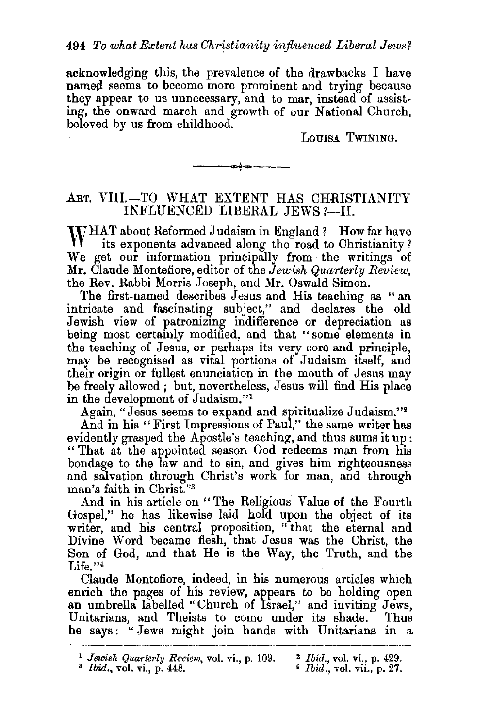acknowledging this, the prevalence of the drawbacks I have named seems to become more prominent and trying because they appear to us unnecessary, and to mar, instead of assisting, the onward march and growth of our National Church, beloved by us from childhood.

LOUISA TWINING.

---

## ART. VIII.—TO WHAT EXTENT HAS CHRISTIANITY INFLUENCED LIBERAL JEWS?—II.

WHAT about Reformed Judaism in England? How far have its exponents advanced along the road to Christianity? We get our information principally from the writings of Mr. Claude Montefiore, editor of the *Jewish Quarterly Review*, the Rev. Rabbi Morris Joseph, and Mr. Oswald Simon.

The first-named describes Jesus and His teaching as "an intricate and fascinating subject," and declares the old Jewish view of patronizing indifference or depreciation as being most certainly modified, and that "some elements in the teaching of Jesus, or perhaps its very core and principle, may be recognised as vital portions of Judaism itself, and their origin or fullest enunciation in the mouth of Jesus may be freely allowed; but, nevertheless, Jesus will find His place in the development of Judaism."[1]

Again, "Jesus seems to expand and spiritualize Judaism."[2]

And in his "First Impressions of Paul," the same writer has evidently grasped the Apostle's teaching, and thus sums it up: "That at the appointed season God redeems man from his bondage to the law and to sin, and gives him righteousness and salvation through Christ's work for man, and through man's faith in Christ."[3]

And in his article on "The Religious Value of the Fourth Gospel," he has likewise laid hold upon the object of its writer, and his central proposition, "that the eternal and Divine Word became flesh, that Jesus was the Christ, the Son of God, and that He is the Way, the Truth, and the Life."[4]

Claude Montefiore, indeed, in his numerous articles which enrich the pages of his review, appears to be holding open an umbrella labelled "Church of Israel," and inviting Jews, Unitarians, and Theists to come under its shade. Thus he says: "Jews might join hands with Unitarians in a

---

[1] *Jewish Quarterly Review*, vol. vi., p. 109.
[2] *Ibid.*, vol. vi., p. 429.
[3] *Ibid.*, vol. vi., p. 448.
[4] *Ibid.*, vol. vii., p. 27.